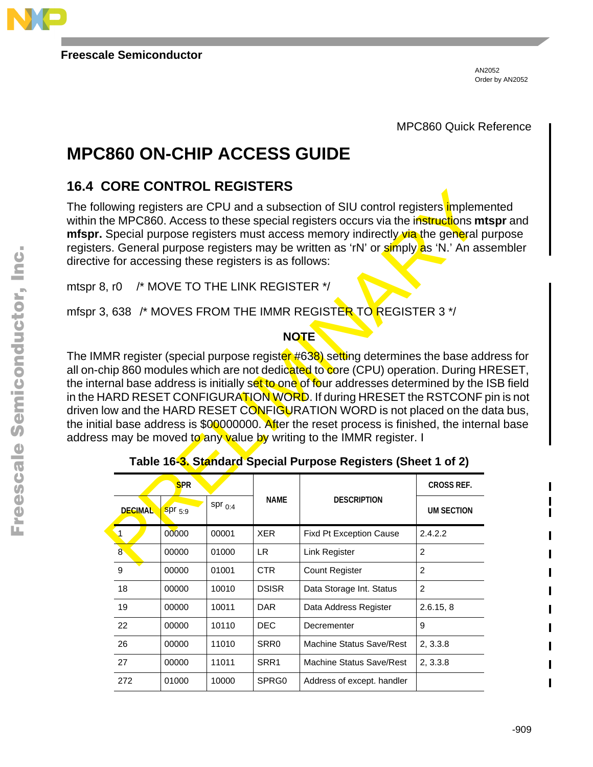Freescale Semiconductor

AN2052
Order by AN2052

MPC860 Quick Reference

# MPC860 ON-CHIP ACCESS GUIDE

## 16.4 CORE CONTROL REGISTERS

The following registers are CPU and a subsection of SIU control registers implemented within the MPC860. Access to these special registers occurs via the instructions **mtspr** and **mfspr.** Special purpose registers must access memory indirectly via the general purpose registers. General purpose registers may be written as ‘rN’ or simply as ‘N.’ An assembler directive for accessing these registers is as follows:

mtspr 8, r0 /* MOVE TO THE LINK REGISTER */

mfspr 3, 638 /* MOVES FROM THE IMMR REGISTER TO REGISTER 3 */

**NOTE**

The IMMR register (special purpose register #638) setting determines the base address for all on-chip 860 modules which are not dedicated to core (CPU) operation. During HRESET, the internal base address is initially set to one of four addresses determined by the ISB field in the HARD RESET CONFIGURATION WORD. If during HRESET the RSTCONF pin is not driven low and the HARD RESET CONFIGURATION WORD is not placed on the data bus, the initial base address is $00000000. After the reset process is finished, the internal base address may be moved to any value by writing to the IMMR register. I

**Table 16-3. Standard Special Purpose Registers (Sheet 1 of 2)**

| SPR | | | NAME | DESCRIPTION | CROSS REF. |
|---|---|---|---|---|---|
| DECIMAL | spr $_{5:9}$ | spr $_{0:4}$ | | | UM SECTION |
| 1 | 00000 | 00001 | XER | Fixd Pt Exception Cause | 2.4.2.2 |
| 8 | 00000 | 01000 | LR | Link Register | 2 |
| 9 | 00000 | 01001 | CTR | Count Register | 2 |
| 18 | 00000 | 10010 | DSISR | Data Storage Int. Status | 2 |
| 19 | 00000 | 10011 | DAR | Data Address Register | 2.6.15, 8 |
| 22 | 00000 | 10110 | DEC | Decrementer | 9 |
| 26 | 00000 | 11010 | SRR0 | Machine Status Save/Rest | 2, 3.3.8 |
| 27 | 00000 | 11011 | SRR1 | Machine Status Save/Rest | 2, 3.3.8 |
| 272 | 01000 | 10000 | SPRG0 | Address of except. handler | |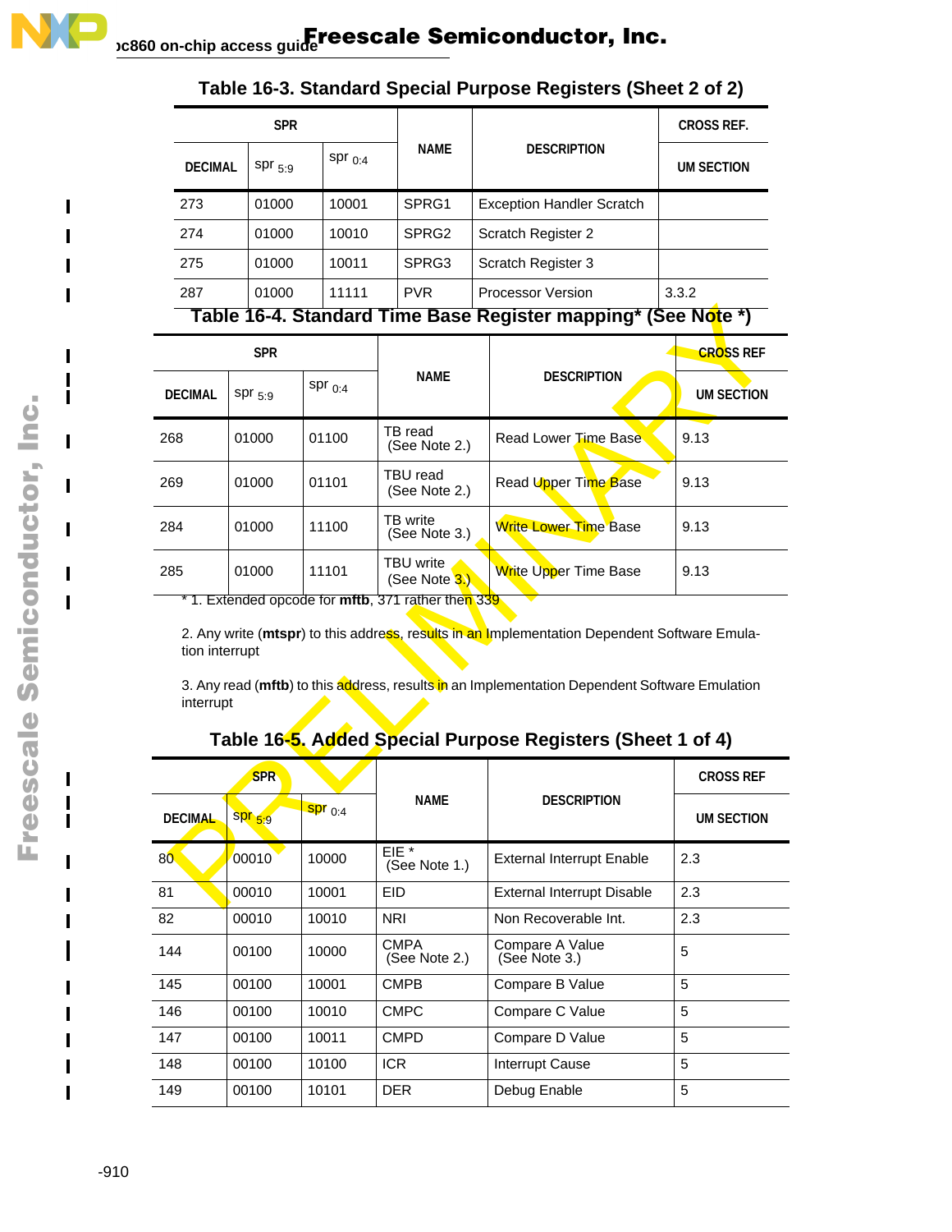## Table 16-3. Standard Special Purpose Registers (Sheet 2 of 2)

| SPR | | | NAME | DESCRIPTION | CROSS REF. |
|---|---|---|---|---|---|
| DECIMAL | spr 5:9 | spr 0:4 | | | UM SECTION |
| 273 | 01000 | 10001 | SPRG1 | Exception Handler Scratch | |
| 274 | 01000 | 10010 | SPRG2 | Scratch Register 2 | |
| 275 | 01000 | 10011 | SPRG3 | Scratch Register 3 | |
| 287 | 01000 | 11111 | PVR | Processor Version | 3.3.2 |

## Table 16-4. Standard Time Base Register mapping* (See Note *)

| SPR | | | NAME | DESCRIPTION | CROSS REF |
|---|---|---|---|---|---|
| DECIMAL | spr 5:9 | spr 0:4 | | | UM SECTION |
| 268 | 01000 | 01100 | TB read (See Note 2.) | Read Lower Time Base | 9.13 |
| 269 | 01000 | 01101 | TBU read (See Note 2.) | Read Upper Time Base | 9.13 |
| 284 | 01000 | 11100 | TB write (See Note 3.) | Write Lower Time Base | 9.13 |
| 285 | 01000 | 11101 | TBU write (See Note 3.) | Write Upper Time Base | 9.13 |

* 1. Extended opcode for **mftb**, 371 rather then 339

2. Any write (**mtspr**) to this address, results in an Implementation Dependent Software Emulation interrupt

3. Any read (**mftb**) to this address, results in an Implementation Dependent Software Emulation interrupt

## Table 16-5. Added Special Purpose Registers (Sheet 1 of 4)

| SPR | | | NAME | DESCRIPTION | CROSS REF |
|---|---|---|---|---|---|
| DECIMAL | spr 5:9 | spr 0:4 | | | UM SECTION |
| 80 | 00010 | 10000 | EIE * (See Note 1.) | External Interrupt Enable | 2.3 |
| 81 | 00010 | 10001 | EID | External Interrupt Disable | 2.3 |
| 82 | 00010 | 10010 | NRI | Non Recoverable Int. | 2.3 |
| 144 | 00100 | 10000 | CMPA (See Note 2.) | Compare A Value (See Note 3.) | 5 |
| 145 | 00100 | 10001 | CMPB | Compare B Value | 5 |
| 146 | 00100 | 10010 | CMPC | Compare C Value | 5 |
| 147 | 00100 | 10011 | CMPD | Compare D Value | 5 |
| 148 | 00100 | 10100 | ICR | Interrupt Cause | 5 |
| 149 | 00100 | 10101 | DER | Debug Enable | 5 |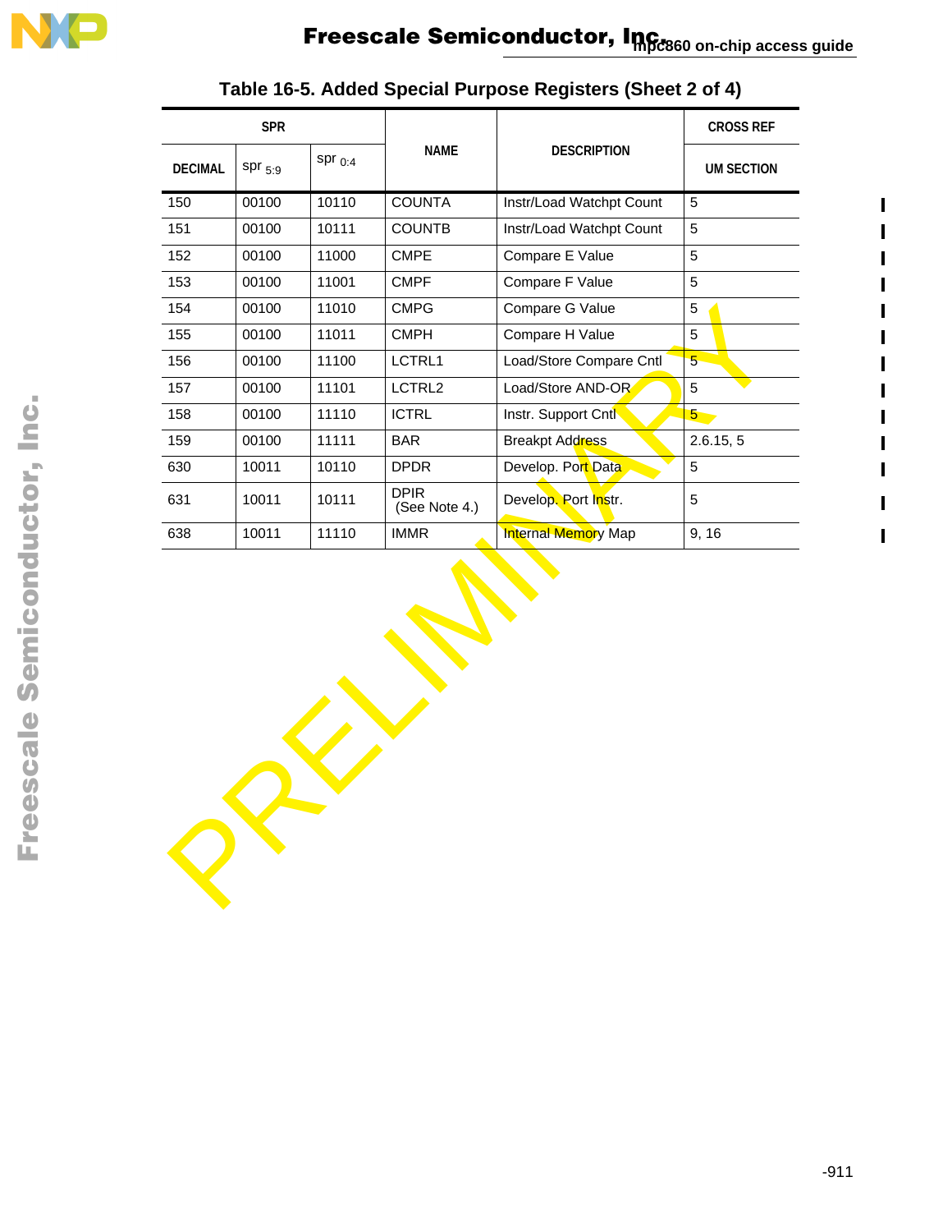# Table 16-5. Added Special Purpose Registers (Sheet 2 of 4)

| SPR | | | NAME | DESCRIPTION | CROSS REF |
|---|---|---|---|---|---|
| DECIMAL | spr $_{5:9}$ | spr $_{0:4}$ | | | UM SECTION |
| 150 | 00100 | 10110 | COUNTA | Instr/Load Watchpt Count | 5 |
| 151 | 00100 | 10111 | COUNTB | Instr/Load Watchpt Count | 5 |
| 152 | 00100 | 11000 | CMPE | Compare E Value | 5 |
| 153 | 00100 | 11001 | CMPF | Compare F Value | 5 |
| 154 | 00100 | 11010 | CMPG | Compare G Value | 5 |
| 155 | 00100 | 11011 | CMPH | Compare H Value | 5 |
| 156 | 00100 | 11100 | LCTRL1 | Load/Store Compare Cntl | 5 |
| 157 | 00100 | 11101 | LCTRL2 | Load/Store AND-OR | 5 |
| 158 | 00100 | 11110 | ICTRL | Instr. Support Cntl | 5 |
| 159 | 00100 | 11111 | BAR | Breakpt Address | 2.6.15, 5 |
| 630 | 10011 | 10110 | DPDR | Develop. Port Data | 5 |
| 631 | 10011 | 10111 | DPIR (See Note 4.) | Develop. Port Instr. | 5 |
| 638 | 10011 | 11110 | IMMR | Internal Memory Map | 9, 16 |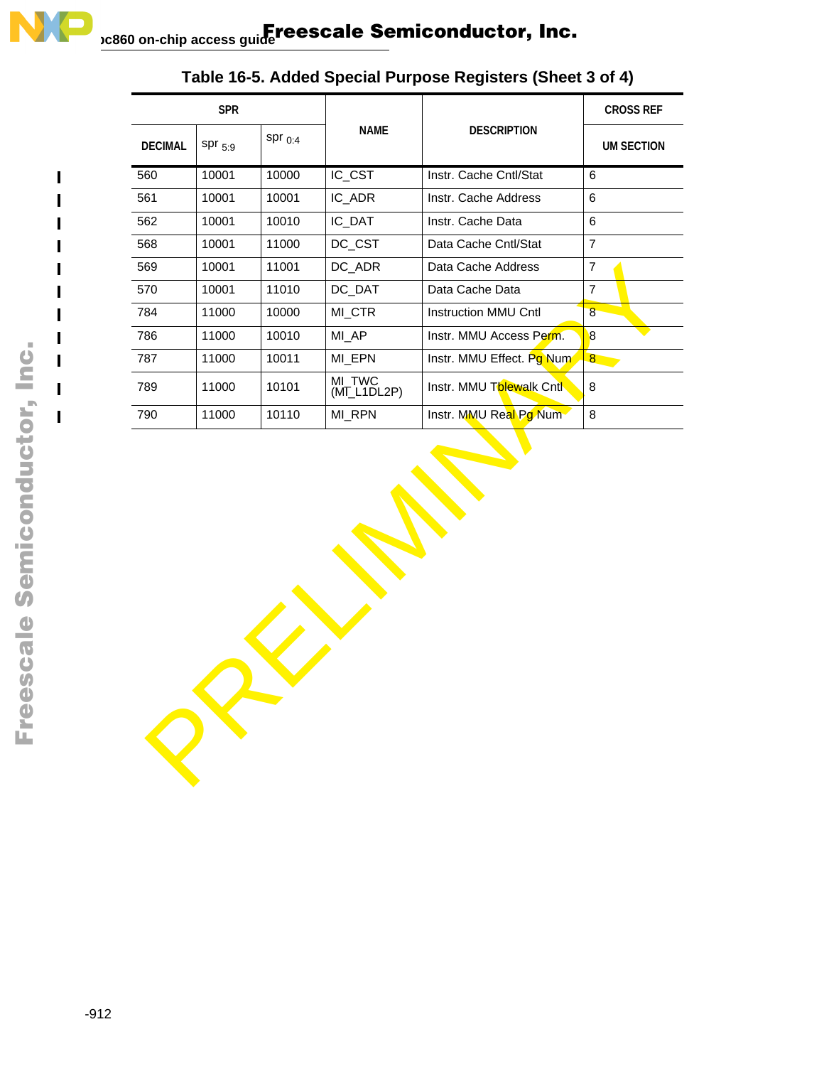## Table 16-5. Added Special Purpose Registers (Sheet 3 of 4)

| SPR | | | NAME | DESCRIPTION | CROSS REF |
|---|---|---|---|---|---|
| DECIMAL | spr $_{5:9}$ | spr $_{0:4}$ | | | UM SECTION |
| 560 | 10001 | 10000 | IC_CST | Instr. Cache Cntl/Stat | 6 |
| 561 | 10001 | 10001 | IC_ADR | Instr. Cache Address | 6 |
| 562 | 10001 | 10010 | IC_DAT | Instr. Cache Data | 6 |
| 568 | 10001 | 11000 | DC_CST | Data Cache Cntl/Stat | 7 |
| 569 | 10001 | 11001 | DC_ADR | Data Cache Address | 7 |
| 570 | 10001 | 11010 | DC_DAT | Data Cache Data | 7 |
| 784 | 11000 | 10000 | MI_CTR | Instruction MMU Cntl | 8 |
| 786 | 11000 | 10010 | MI_AP | Instr. MMU Access Perm. | 8 |
| 787 | 11000 | 10011 | MI_EPN | Instr. MMU Effect. Pg Num | 8 |
| 789 | 11000 | 10101 | MI_TWC (MI_L1DL2P) | Instr. MMU Tblewalk Cntl | 8 |
| 790 | 11000 | 10110 | MI_RPN | Instr. MMU Real Pg Num | 8 |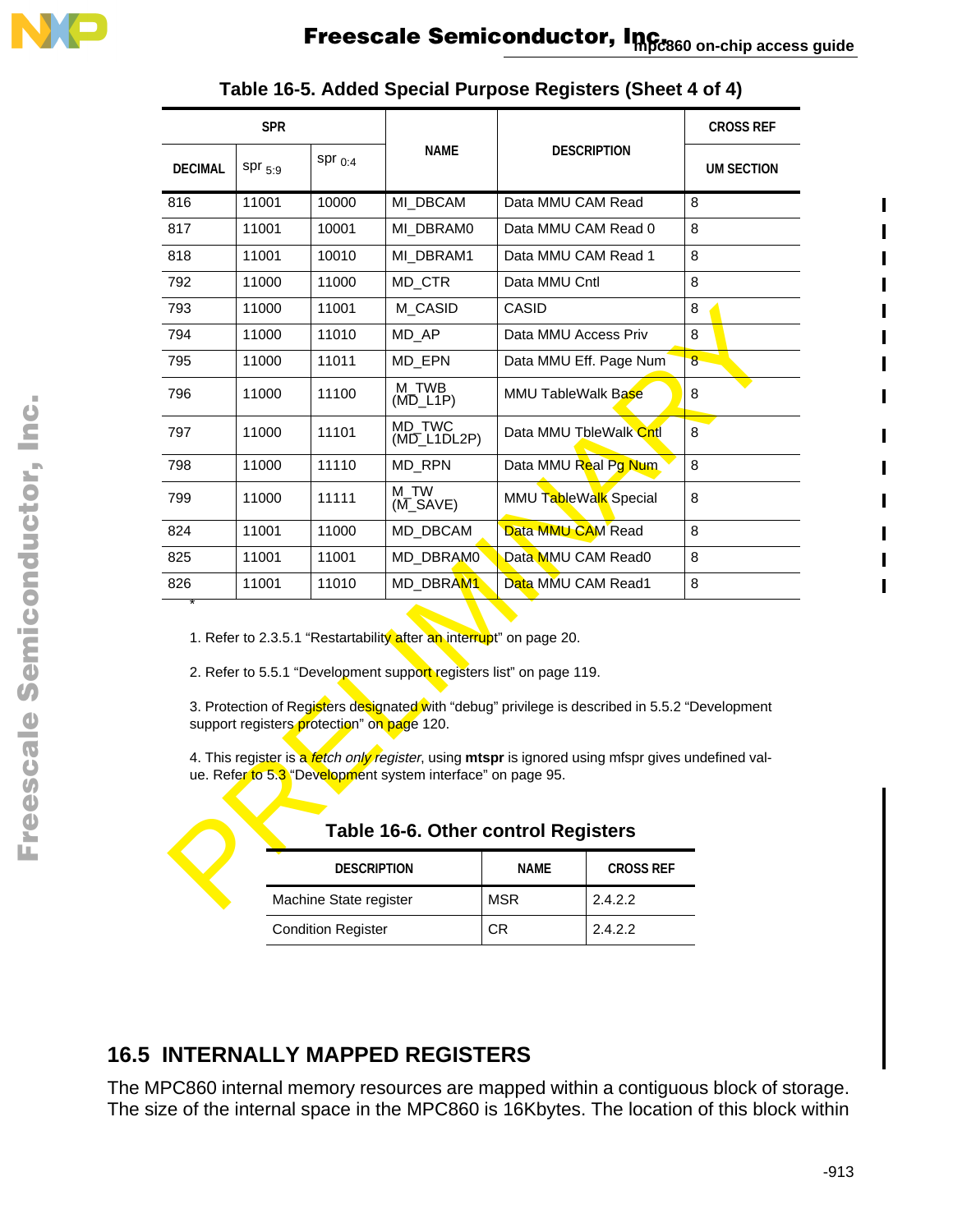### Table 16-5. Added Special Purpose Registers (Sheet 4 of 4)

| SPR | | | NAME | DESCRIPTION | CROSS REF |
|---|---|---|---|---|---|
| DECIMAL | spr $_{5:9}$ | spr $_{0:4}$ | | | UM SECTION |
| 816 | 11001 | 10000 | MI_DBCAM | Data MMU CAM Read | 8 |
| 817 | 11001 | 10001 | MI_DBRAM0 | Data MMU CAM Read 0 | 8 |
| 818 | 11001 | 10010 | MI_DBRAM1 | Data MMU CAM Read 1 | 8 |
| 792 | 11000 | 11000 | MD_CTR | Data MMU Cntl | 8 |
| 793 | 11000 | 11001 | M_CASID | CASID | 8 |
| 794 | 11000 | 11010 | MD_AP | Data MMU Access Priv | 8 |
| 795 | 11000 | 11011 | MD_EPN | Data MMU Eff. Page Num | 8 |
| 796 | 11000 | 11100 | M_TWB (MD_L1P) | MMU TableWalk Base | 8 |
| 797 | 11000 | 11101 | MD_TWC (MD_L1DL2P) | Data MMU TbleWalk Cntl | 8 |
| 798 | 11000 | 11110 | MD_RPN | Data MMU Real Pg Num | 8 |
| 799 | 11000 | 11111 | M_TW (M_SAVE) | MMU TableWalk Special | 8 |
| 824 | 11001 | 11000 | MD_DBCAM | Data MMU CAM Read | 8 |
| 825 | 11001 | 11001 | MD_DBRAM0 | Data MMU CAM Read0 | 8 |
| 826 | 11001 | 11010 | MD_DBRAM1 | Data MMU CAM Read1 | 8 |

*

1. Refer to 2.3.5.1 “Restartability after an interrupt” on page 20.

2. Refer to 5.5.1 “Development support registers list” on page 119.

3. Protection of Registers designated with “debug” privilege is described in 5.5.2 “Development support registers protection” on page 120.

4. This register is a *fetch only register*, using **mtspr** is ignored using mfspr gives undefined value. Refer to 5.3 “Development system interface” on page 95.

### Table 16-6. Other control Registers

| DESCRIPTION | NAME | CROSS REF |
|---|---|---|
| Machine State register | MSR | 2.4.2.2 |
| Condition Register | CR | 2.4.2.2 |

## 16.5 INTERNALLY MAPPED REGISTERS

The MPC860 internal memory resources are mapped within a contiguous block of storage. The size of the internal space in the MPC860 is 16Kbytes. The location of this block within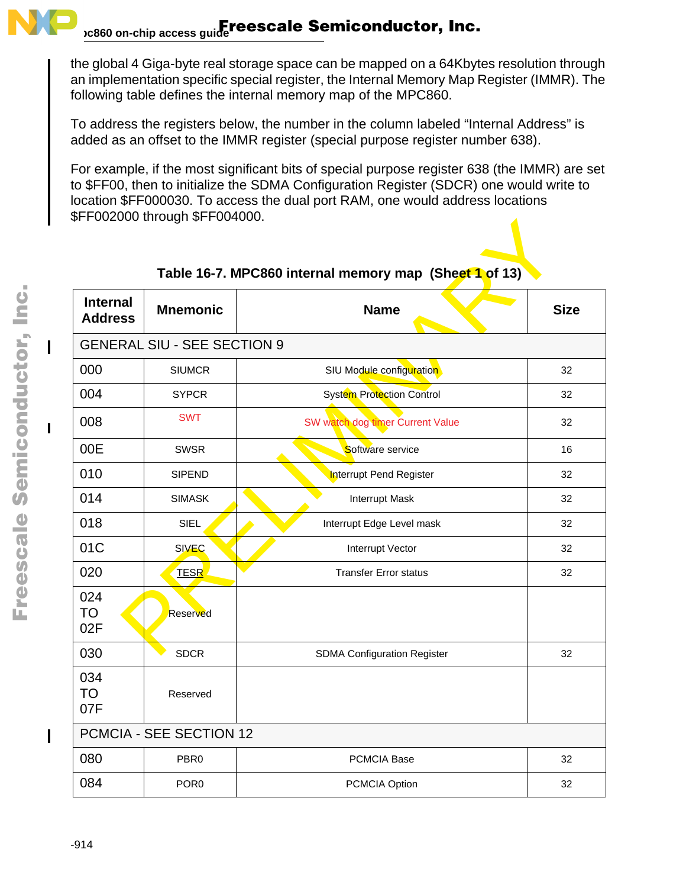the global 4 Giga-byte real storage space can be mapped on a 64Kbytes resolution through an implementation specific special register, the Internal Memory Map Register (IMMR). The following table defines the internal memory map of the MPC860.

To address the registers below, the number in the column labeled “Internal Address” is added as an offset to the IMMR register (special purpose register number 638).

For example, if the most significant bits of special purpose register 638 (the IMMR) are set to $FF00, then to initialize the SDMA Configuration Register (SDCR) one would write to location $FF000030. To access the dual port RAM, one would address locations $FF002000 through $FF004000.

**Table 16-7. MPC860 internal memory map (Sheet 1 of 13)**

| Internal Address | Mnemonic | Name | Size |
|---|---|---|---|
| GENERAL SIU - SEE SECTION 9 | | | |
| 000 | SIUMCR | SIU Module configuration | 32 |
| 004 | SYPCR | System Protection Control | 32 |
| 008 | SWT | SW watch dog timer Current Value | 32 |
| 00E | SWSR | Software service | 16 |
| 010 | SIPEND | Interrupt Pend Register | 32 |
| 014 | SIMASK | Interrupt Mask | 32 |
| 018 | SIEL | Interrupt Edge Level mask | 32 |
| 01C | SIVEC | Interrupt Vector | 32 |
| 020 | TESR | Transfer Error status | 32 |
| 024 TO 02F | Reserved | | |
| 030 | SDCR | SDMA Configuration Register | 32 |
| 034 TO 07F | Reserved | | |
| PCMCIA - SEE SECTION 12 | | | |
| 080 | PBR0 | PCMCIA Base | 32 |
| 084 | POR0 | PCMCIA Option | 32 |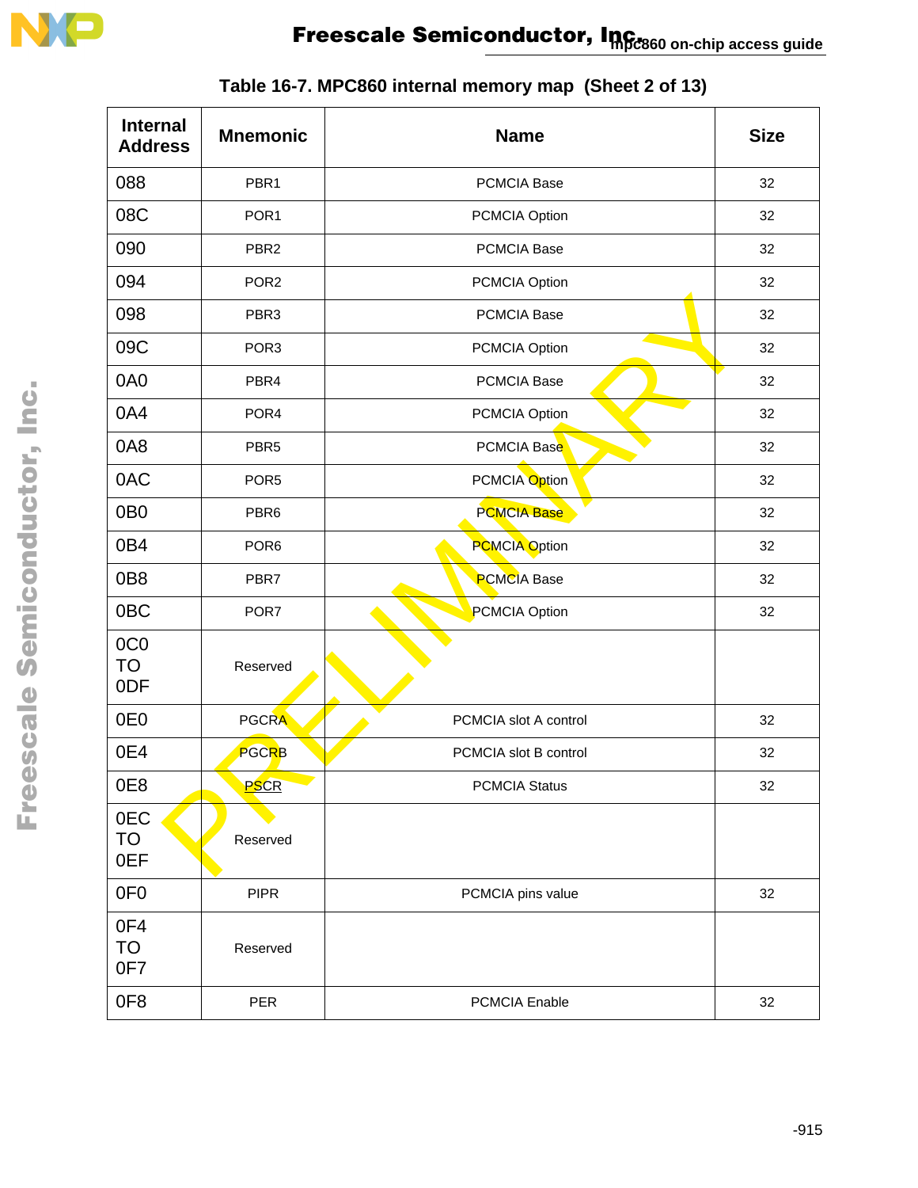### Table 16-7. MPC860 internal memory map (Sheet 2 of 13)

| Internal Address | Mnemonic | Name | Size |
|---|---|---|---|
| 088 | PBR1 | PCMCIA Base | 32 |
| 08C | POR1 | PCMCIA Option | 32 |
| 090 | PBR2 | PCMCIA Base | 32 |
| 094 | POR2 | PCMCIA Option | 32 |
| 098 | PBR3 | PCMCIA Base | 32 |
| 09C | POR3 | PCMCIA Option | 32 |
| 0A0 | PBR4 | PCMCIA Base | 32 |
| 0A4 | POR4 | PCMCIA Option | 32 |
| 0A8 | PBR5 | PCMCIA Base | 32 |
| 0AC | POR5 | PCMCIA Option | 32 |
| 0B0 | PBR6 | PCMCIA Base | 32 |
| 0B4 | POR6 | PCMCIA Option | 32 |
| 0B8 | PBR7 | PCMCIA Base | 32 |
| 0BC | POR7 | PCMCIA Option | 32 |
| 0C0 TO 0DF | Reserved | | |
| 0E0 | PGCRA | PCMCIA slot A control | 32 |
| 0E4 | PGCRB | PCMCIA slot B control | 32 |
| 0E8 | PSCR | PCMCIA Status | 32 |
| 0EC TO 0EF | Reserved | | |
| 0F0 | PIPR | PCMCIA pins value | 32 |
| 0F4 TO 0F7 | Reserved | | |
| 0F8 | PER | PCMCIA Enable | 32 |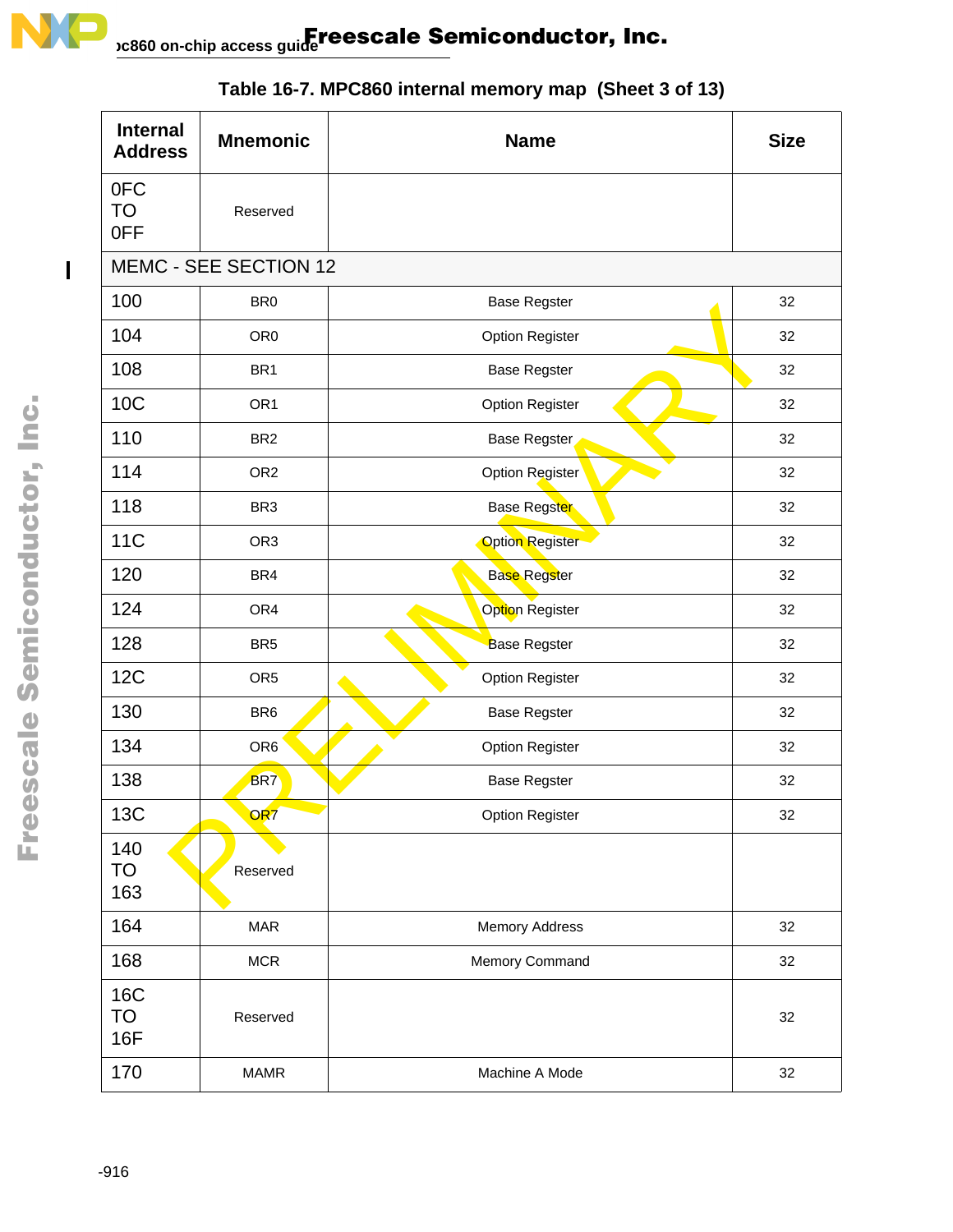**Table 16-7. MPC860 internal memory map (Sheet 3 of 13)**

| Internal Address | Mnemonic | Name | Size |
|---|---|---|---|
| 0FC TO 0FF | Reserved | | |
| MEMC - SEE SECTION 12 | | | |
| 100 | BR0 | Base Regster | 32 |
| 104 | OR0 | Option Register | 32 |
| 108 | BR1 | Base Regster | 32 |
| 10C | OR1 | Option Register | 32 |
| 110 | BR2 | Base Regster | 32 |
| 114 | OR2 | Option Register | 32 |
| 118 | BR3 | Base Regster | 32 |
| 11C | OR3 | Option Register | 32 |
| 120 | BR4 | Base Regster | 32 |
| 124 | OR4 | Option Register | 32 |
| 128 | BR5 | Base Regster | 32 |
| 12C | OR5 | Option Register | 32 |
| 130 | BR6 | Base Regster | 32 |
| 134 | OR6 | Option Register | 32 |
| 138 | BR7 | Base Regster | 32 |
| 13C | OR7 | Option Register | 32 |
| 140 TO 163 | Reserved | | |
| 164 | MAR | Memory Address | 32 |
| 168 | MCR | Memory Command | 32 |
| 16C TO 16F | Reserved | | 32 |
| 170 | MAMR | Machine A Mode | 32 |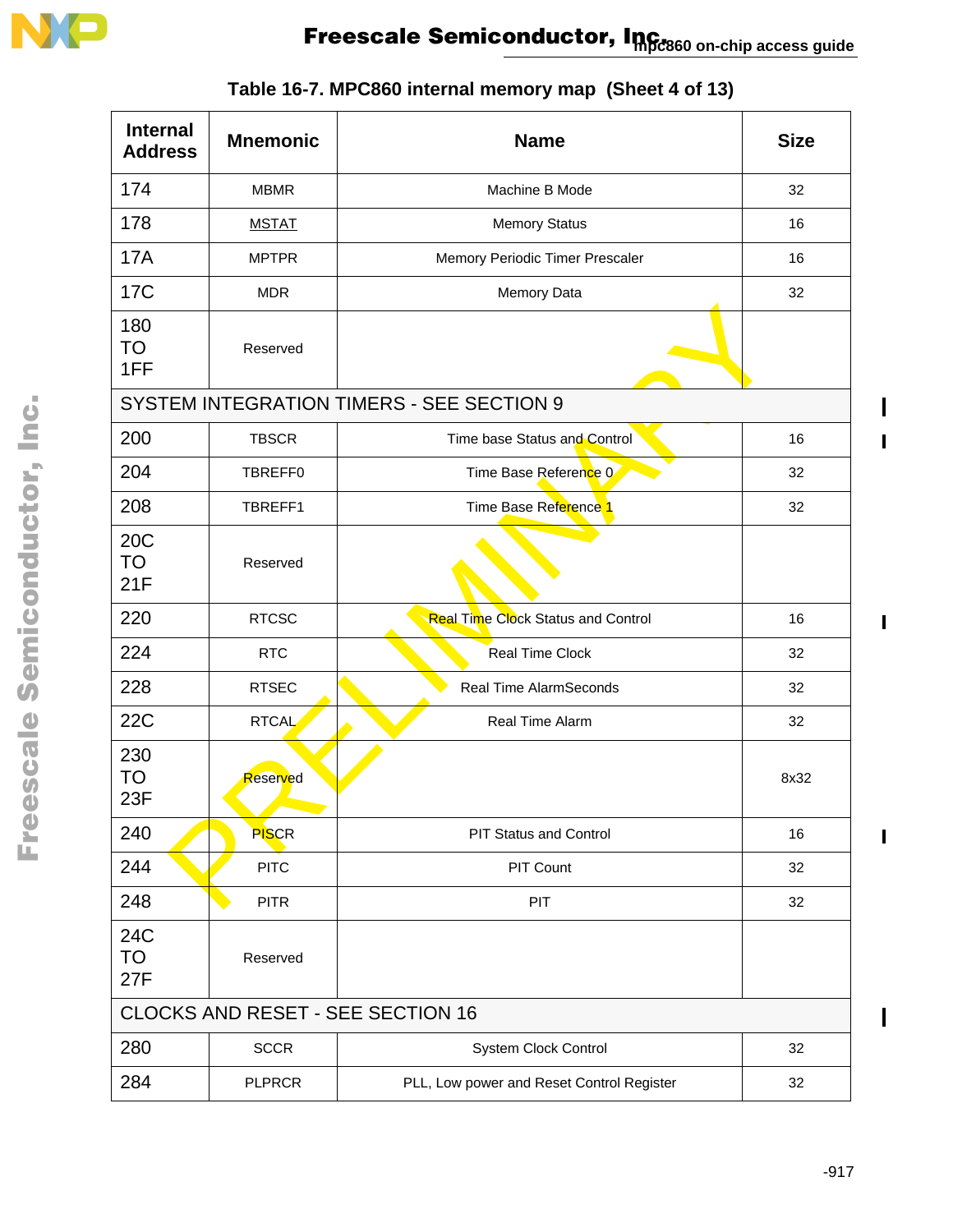### Table 16-7. MPC860 internal memory map (Sheet 4 of 13)

| Internal Address | Mnemonic | Name | Size |
|---|---|---|---|
| 174 | MBMR | Machine B Mode | 32 |
| 178 | MSTAT | Memory Status | 16 |
| 17A | MPTPR | Memory Periodic Timer Prescaler | 16 |
| 17C | MDR | Memory Data | 32 |
| 180 TO 1FF | Reserved | | |
| SYSTEM INTEGRATION TIMERS - SEE SECTION 9 | | | |
| 200 | TBSCR | Time base Status and Control | 16 |
| 204 | TBREFF0 | Time Base Reference 0 | 32 |
| 208 | TBREFF1 | Time Base Reference 1 | 32 |
| 20C TO 21F | Reserved | | |
| 220 | RTCSC | Real Time Clock Status and Control | 16 |
| 224 | RTC | Real Time Clock | 32 |
| 228 | RTSEC | Real Time AlarmSeconds | 32 |
| 22C | RTCAL | Real Time Alarm | 32 |
| 230 TO 23F | Reserved | | 8x32 |
| 240 | PISCR | PIT Status and Control | 16 |
| 244 | PITC | PIT Count | 32 |
| 248 | PITR | PIT | 32 |
| 24C TO 27F | Reserved | | |
| CLOCKS AND RESET - SEE SECTION 16 | | | |
| 280 | SCCR | System Clock Control | 32 |
| 284 | PLPRCR | PLL, Low power and Reset Control Register | 32 |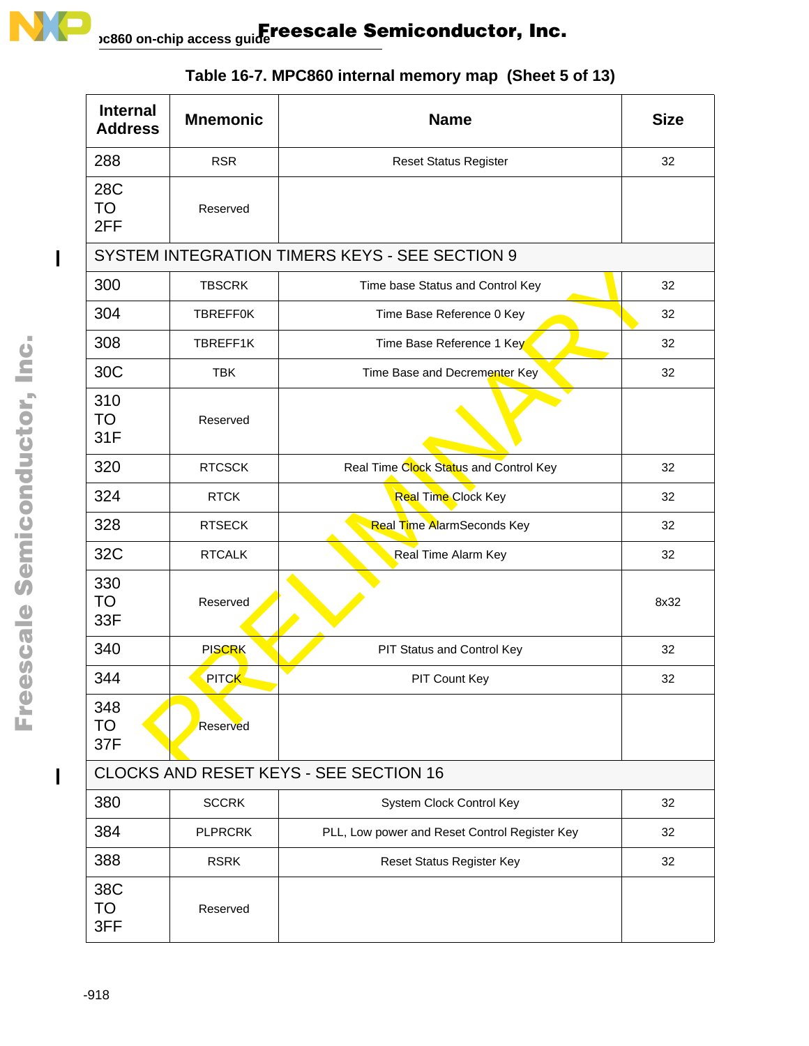**Table 16-7. MPC860 internal memory map (Sheet 5 of 13)**

| Internal Address | Mnemonic | Name | Size |
|---|---|---|---|
| 288 | RSR | Reset Status Register | 32 |
| 28C TO 2FF | Reserved | | |
| SYSTEM INTEGRATION TIMERS KEYS - SEE SECTION 9 | | | |
| 300 | TBSCRK | Time base Status and Control Key | 32 |
| 304 | TBREFF0K | Time Base Reference 0 Key | 32 |
| 308 | TBREFF1K | Time Base Reference 1 Key | 32 |
| 30C | TBK | Time Base and Decrementer Key | 32 |
| 310 TO 31F | Reserved | | |
| 320 | RTCSCK | Real Time Clock Status and Control Key | 32 |
| 324 | RTCK | Real Time Clock Key | 32 |
| 328 | RTSECK | Real Time AlarmSeconds Key | 32 |
| 32C | RTCALK | Real Time Alarm Key | 32 |
| 330 TO 33F | Reserved | | 8x32 |
| 340 | PISCRK | PIT Status and Control Key | 32 |
| 344 | PITCK | PIT Count Key | 32 |
| 348 TO 37F | Reserved | | |
| CLOCKS AND RESET KEYS - SEE SECTION 16 | | | |
| 380 | SCCRK | System Clock Control Key | 32 |
| 384 | PLPRCRK | PLL, Low power and Reset Control Register Key | 32 |
| 388 | RSRK | Reset Status Register Key | 32 |
| 38C TO 3FF | Reserved | | |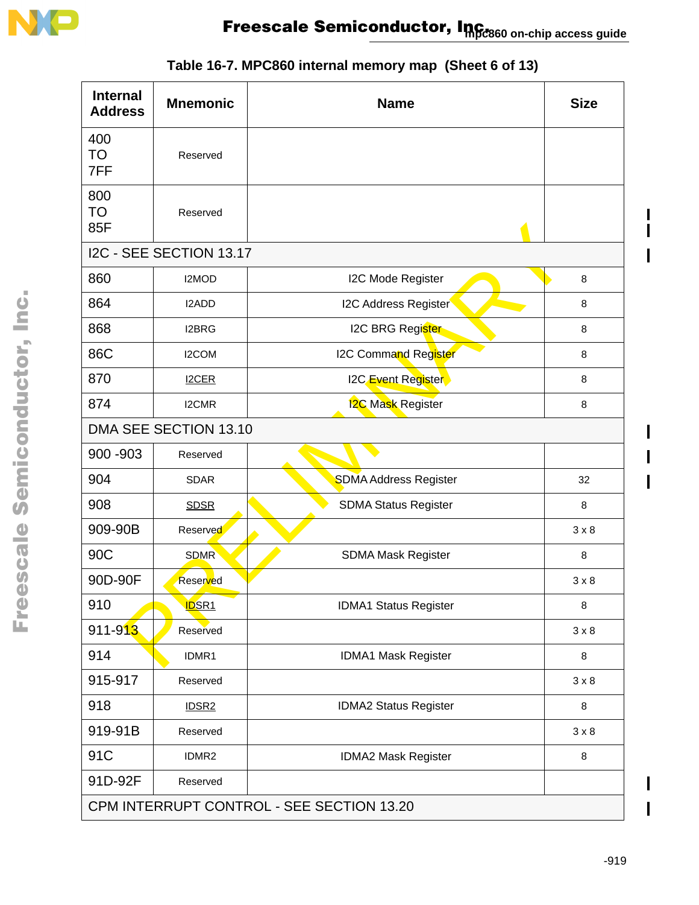Table 16-7. MPC860 internal memory map (Sheet 6 of 13)

| Internal Address | Mnemonic | Name | Size |
|---|---|---|---|
| 400 TO 7FF | Reserved | | |
| 800 TO 85F | Reserved | | |
| I2C - SEE SECTION 13.17 | | | |
| 860 | I2MOD | I2C Mode Register | 8 |
| 864 | I2ADD | I2C Address Register | 8 |
| 868 | I2BRG | I2C BRG Register | 8 |
| 86C | I2COM | I2C Command Register | 8 |
| 870 | I2CER | I2C Event Register | 8 |
| 874 | I2CMR | I2C Mask Register | 8 |
| DMA SEE SECTION 13.10 | | | |
| 900 -903 | Reserved | | |
| 904 | SDAR | SDMA Address Register | 32 |
| 908 | SDSR | SDMA Status Register | 8 |
| 909-90B | Reserved | | 3 x 8 |
| 90C | SDMR | SDMA Mask Register | 8 |
| 90D-90F | Reserved | | 3 x 8 |
| 910 | IDSR1 | IDMA1 Status Register | 8 |
| 911-913 | Reserved | | 3 x 8 |
| 914 | IDMR1 | IDMA1 Mask Register | 8 |
| 915-917 | Reserved | | 3 x 8 |
| 918 | IDSR2 | IDMA2 Status Register | 8 |
| 919-91B | Reserved | | 3 x 8 |
| 91C | IDMR2 | IDMA2 Mask Register | 8 |
| 91D-92F | Reserved | | |
| CPM INTERRUPT CONTROL - SEE SECTION 13.20 | | | |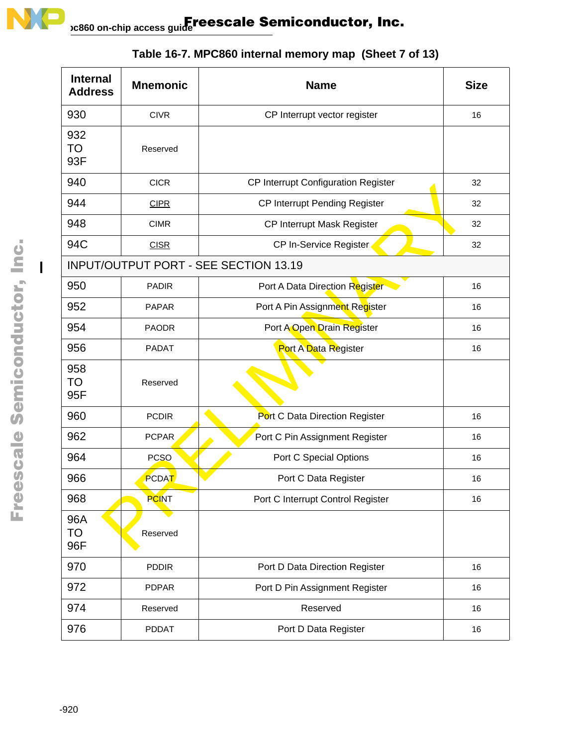**Table 16-7. MPC860 internal memory map (Sheet 7 of 13)**

| Internal Address | Mnemonic | Name | Size |
|---|---|---|---|
| 930 | CIVR | CP Interrupt vector register | 16 |
| 932 TO 93F | Reserved | | |
| 940 | CICR | CP Interrupt Configuration Register | 32 |
| 944 | CIPR | CP Interrupt Pending Register | 32 |
| 948 | CIMR | CP Interrupt Mask Register | 32 |
| 94C | CISR | CP In-Service Register | 32 |
| INPUT/OUTPUT PORT - SEE SECTION 13.19 | | | |
| 950 | PADIR | Port A Data Direction Register | 16 |
| 952 | PAPAR | Port A Pin Assignment Register | 16 |
| 954 | PAODR | Port A Open Drain Register | 16 |
| 956 | PADAT | Port A Data Register | 16 |
| 958 TO 95F | Reserved | | |
| 960 | PCDIR | Port C Data Direction Register | 16 |
| 962 | PCPAR | Port C Pin Assignment Register | 16 |
| 964 | PCSO | Port C Special Options | 16 |
| 966 | PCDAT | Port C Data Register | 16 |
| 968 | PCINT | Port C Interrupt Control Register | 16 |
| 96A TO 96F | Reserved | | |
| 970 | PDDIR | Port D Data Direction Register | 16 |
| 972 | PDPAR | Port D Pin Assignment Register | 16 |
| 974 | Reserved | Reserved | 16 |
| 976 | PDDAT | Port D Data Register | 16 |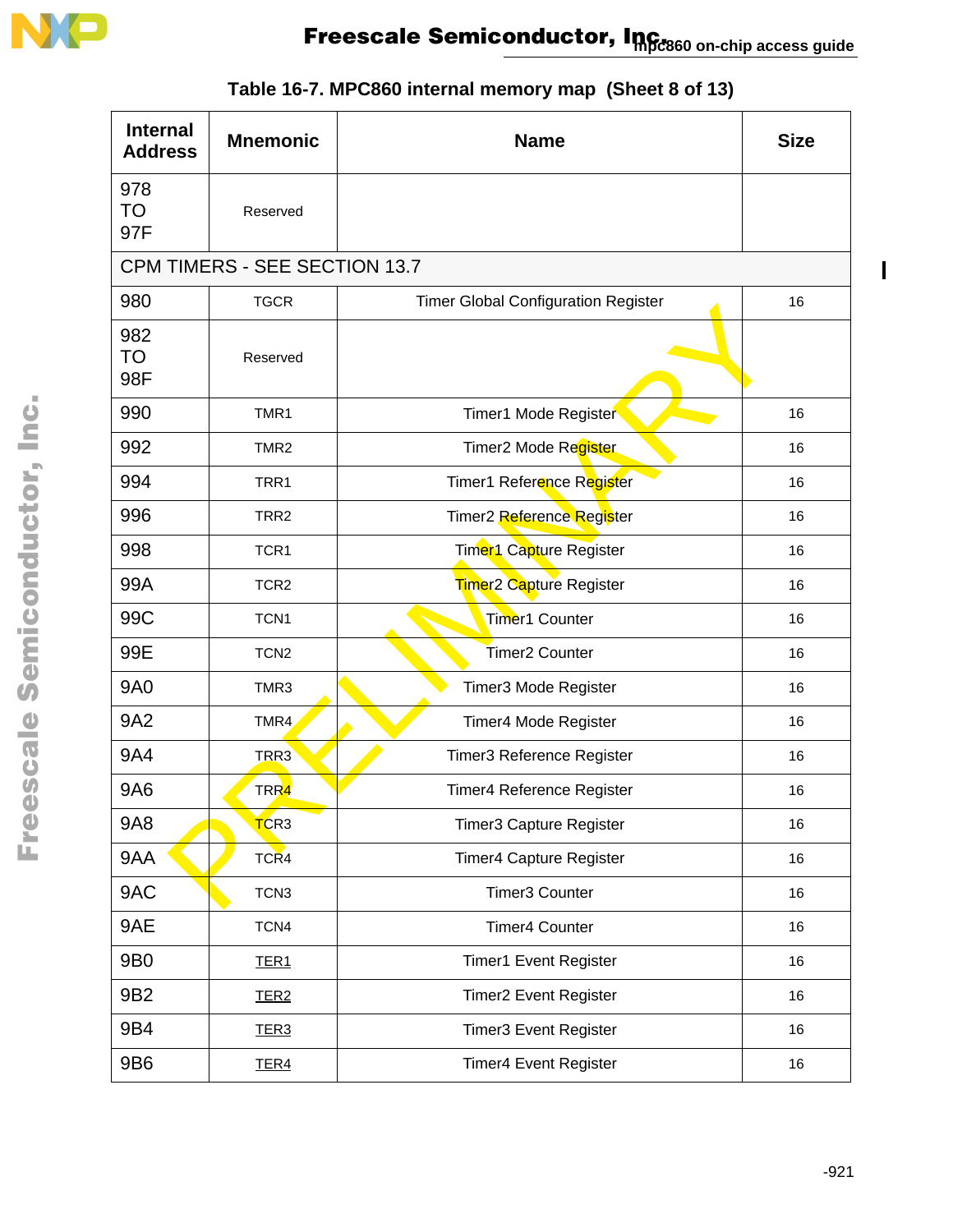Table 16-7. MPC860 internal memory map (Sheet 8 of 13)

| Internal Address | Mnemonic | Name | Size |
|---|---|---|---|
| 978 TO 97F | Reserved | | |
| CPM TIMERS - SEE SECTION 13.7 | | | |
| 980 | TGCR | Timer Global Configuration Register | 16 |
| 982 TO 98F | Reserved | | |
| 990 | TMR1 | Timer1 Mode Register | 16 |
| 992 | TMR2 | Timer2 Mode Register | 16 |
| 994 | TRR1 | Timer1 Reference Register | 16 |
| 996 | TRR2 | Timer2 Reference Register | 16 |
| 998 | TCR1 | Timer1 Capture Register | 16 |
| 99A | TCR2 | Timer2 Capture Register | 16 |
| 99C | TCN1 | Timer1 Counter | 16 |
| 99E | TCN2 | Timer2 Counter | 16 |
| 9A0 | TMR3 | Timer3 Mode Register | 16 |
| 9A2 | TMR4 | Timer4 Mode Register | 16 |
| 9A4 | TRR3 | Timer3 Reference Register | 16 |
| 9A6 | TRR4 | Timer4 Reference Register | 16 |
| 9A8 | TCR3 | Timer3 Capture Register | 16 |
| 9AA | TCR4 | Timer4 Capture Register | 16 |
| 9AC | TCN3 | Timer3 Counter | 16 |
| 9AE | TCN4 | Timer4 Counter | 16 |
| 9B0 | TER1 | Timer1 Event Register | 16 |
| 9B2 | TER2 | Timer2 Event Register | 16 |
| 9B4 | TER3 | Timer3 Event Register | 16 |
| 9B6 | TER4 | Timer4 Event Register | 16 |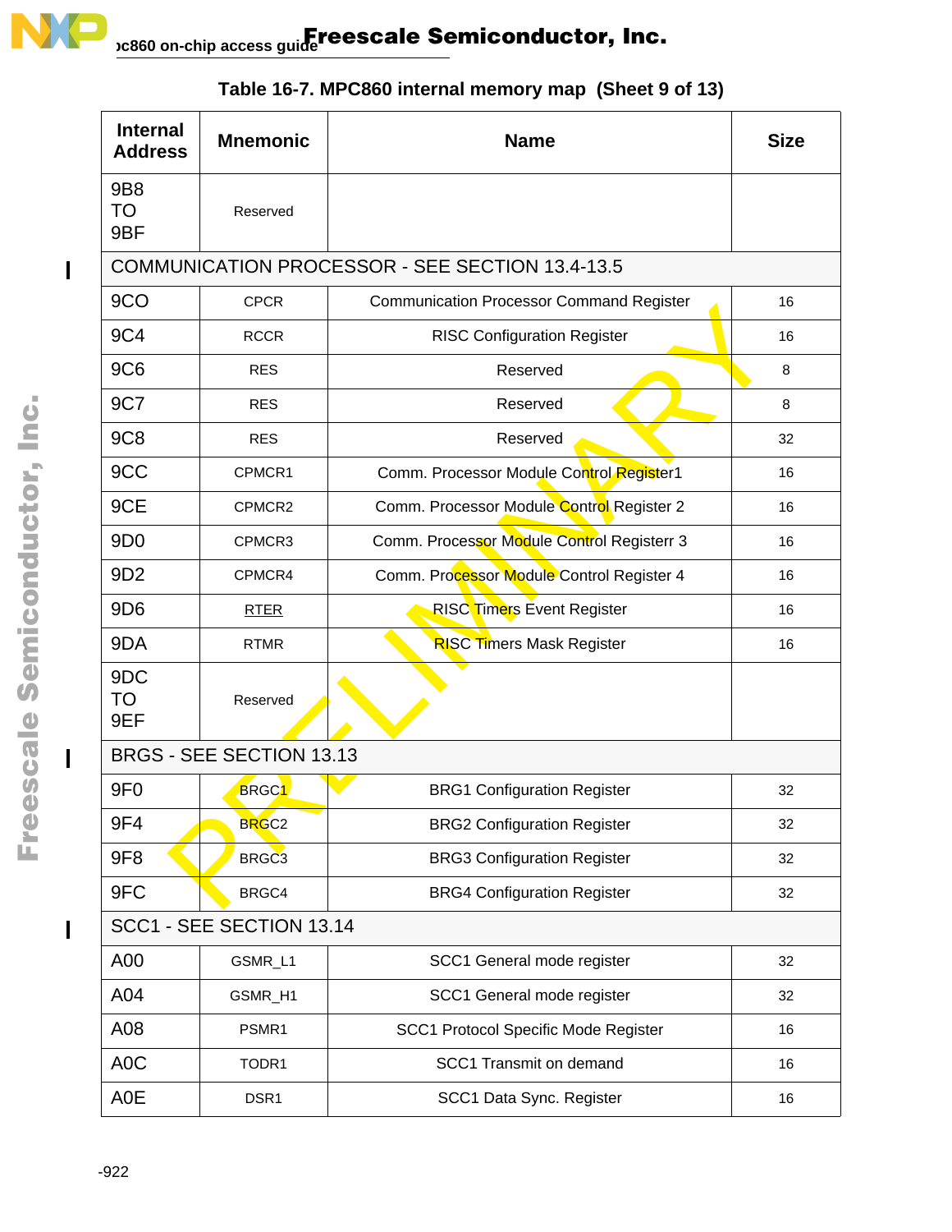**Table 16-7. MPC860 internal memory map (Sheet 9 of 13)**

| Internal Address | Mnemonic | Name | Size |
|---|---|---|---|
| 9B8 TO 9BF | Reserved | | |
| COMMUNICATION PROCESSOR - SEE SECTION 13.4-13.5 | | | |
| 9CO | CPCR | Communication Processor Command Register | 16 |
| 9C4 | RCCR | RISC Configuration Register | 16 |
| 9C6 | RES | Reserved | 8 |
| 9C7 | RES | Reserved | 8 |
| 9C8 | RES | Reserved | 32 |
| 9CC | CPMCR1 | Comm. Processor Module Control Register1 | 16 |
| 9CE | CPMCR2 | Comm. Processor Module Control Register 2 | 16 |
| 9D0 | CPMCR3 | Comm. Processor Module Control Registerr 3 | 16 |
| 9D2 | CPMCR4 | Comm. Processor Module Control Register 4 | 16 |
| 9D6 | RTER | RISC Timers Event Register | 16 |
| 9DA | RTMR | RISC Timers Mask Register | 16 |
| 9DC TO 9EF | Reserved | | |
| BRGS - SEE SECTION 13.13 | | | |
| 9F0 | BRGC1 | BRG1 Configuration Register | 32 |
| 9F4 | BRGC2 | BRG2 Configuration Register | 32 |
| 9F8 | BRGC3 | BRG3 Configuration Register | 32 |
| 9FC | BRGC4 | BRG4 Configuration Register | 32 |
| SCC1 - SEE SECTION 13.14 | | | |
| A00 | GSMR_L1 | SCC1 General mode register | 32 |
| A04 | GSMR_H1 | SCC1 General mode register | 32 |
| A08 | PSMR1 | SCC1 Protocol Specific Mode Register | 16 |
| A0C | TODR1 | SCC1 Transmit on demand | 16 |
| A0E | DSR1 | SCC1 Data Sync. Register | 16 |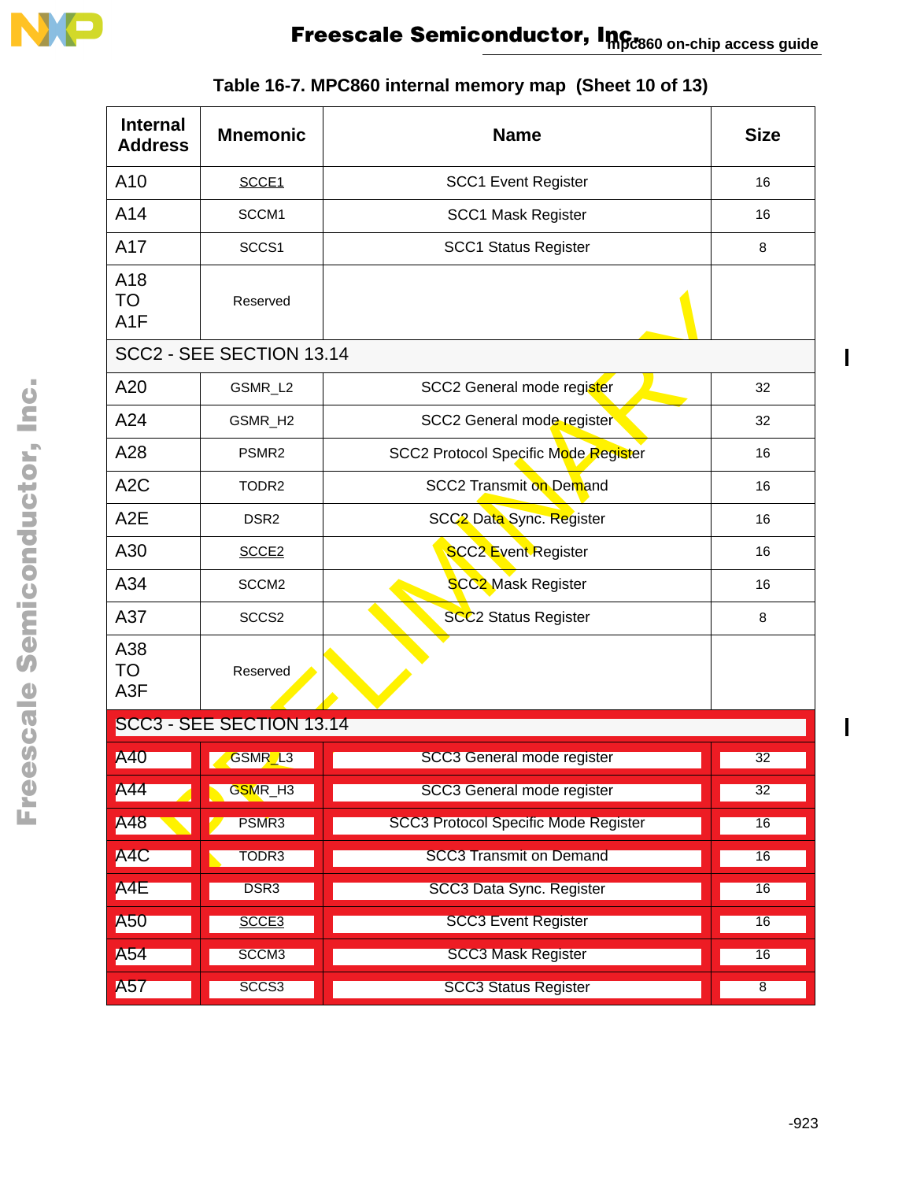**Table 16-7. MPC860 internal memory map (Sheet 10 of 13)**

| Internal Address | Mnemonic | Name | Size |
|---|---|---|---|
| A10 | SCCE1 | SCC1 Event Register | 16 |
| A14 | SCCM1 | SCC1 Mask Register | 16 |
| A17 | SCCS1 | SCC1 Status Register | 8 |
| A18 TO A1F | Reserved | | |
| SCC2 - SEE SECTION 13.14 | | | |
| A20 | GSMR_L2 | SCC2 General mode register | 32 |
| A24 | GSMR_H2 | SCC2 General mode register | 32 |
| A28 | PSMR2 | SCC2 Protocol Specific Mode Register | 16 |
| A2C | TODR2 | SCC2 Transmit on Demand | 16 |
| A2E | DSR2 | SCC2 Data Sync. Register | 16 |
| A30 | SCCE2 | SCC2 Event Register | 16 |
| A34 | SCCM2 | SCC2 Mask Register | 16 |
| A37 | SCCS2 | SCC2 Status Register | 8 |
| A38 TO A3F | Reserved | | |
| SCC3 - SEE SECTION 13.14 | | | |
| A40 | GSMR_L3 | SCC3 General mode register | 32 |
| A44 | GSMR_H3 | SCC3 General mode register | 32 |
| A48 | PSMR3 | SCC3 Protocol Specific Mode Register | 16 |
| A4C | TODR3 | SCC3 Transmit on Demand | 16 |
| A4E | DSR3 | SCC3 Data Sync. Register | 16 |
| A50 | SCCE3 | SCC3 Event Register | 16 |
| A54 | SCCM3 | SCC3 Mask Register | 16 |
| A57 | SCCS3 | SCC3 Status Register | 8 |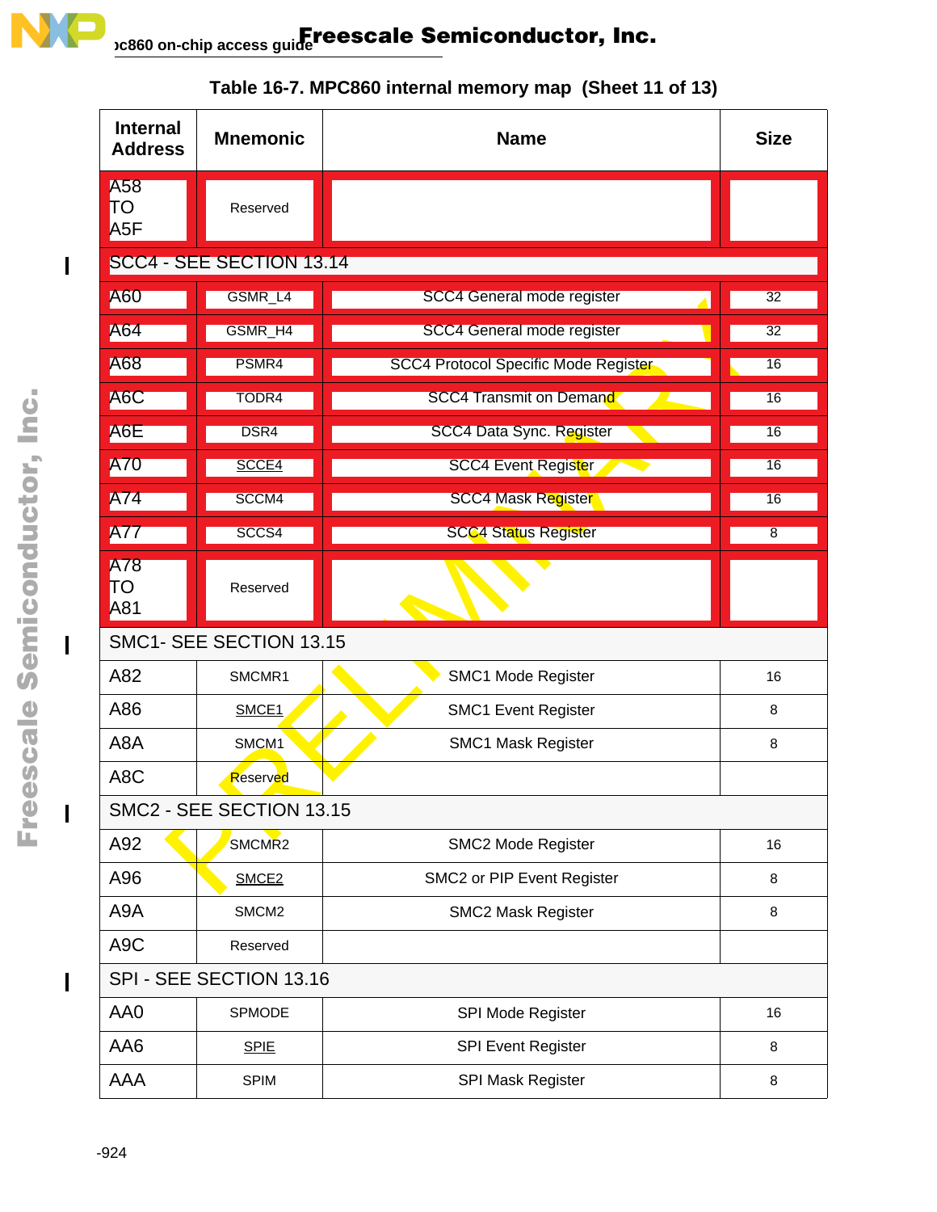**Table 16-7. MPC860 internal memory map (Sheet 11 of 13)**

| Internal Address | Mnemonic | Name | Size |
|---|---|---|---|
| A58 TO A5F | Reserved | | |
| SCC4 - SEE SECTION 13.14 | | | |
| A60 | GSMR_L4 | SCC4 General mode register | 32 |
| A64 | GSMR_H4 | SCC4 General mode register | 32 |
| A68 | PSMR4 | SCC4 Protocol Specific Mode Register | 16 |
| A6C | TODR4 | SCC4 Transmit on Demand | 16 |
| A6E | DSR4 | SCC4 Data Sync. Register | 16 |
| A70 | SCCE4 | SCC4 Event Register | 16 |
| A74 | SCCM4 | SCC4 Mask Register | 16 |
| A77 | SCCS4 | SCC4 Status Register | 8 |
| A78 TO A81 | Reserved | | |
| SMC1- SEE SECTION 13.15 | | | |
| A82 | SMCMR1 | SMC1 Mode Register | 16 |
| A86 | SMCE1 | SMC1 Event Register | 8 |
| A8A | SMCM1 | SMC1 Mask Register | 8 |
| A8C | Reserved | | |
| SMC2 - SEE SECTION 13.15 | | | |
| A92 | SMCMR2 | SMC2 Mode Register | 16 |
| A96 | SMCE2 | SMC2 or PIP Event Register | 8 |
| A9A | SMCM2 | SMC2 Mask Register | 8 |
| A9C | Reserved | | |
| SPI - SEE SECTION 13.16 | | | |
| AA0 | SPMODE | SPI Mode Register | 16 |
| AA6 | SPIE | SPI Event Register | 8 |
| AAA | SPIM | SPI Mask Register | 8 |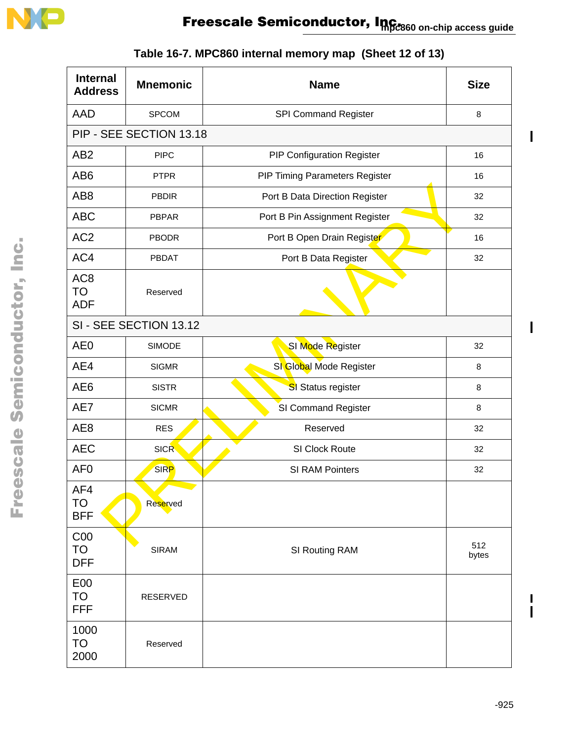Table 16-7. MPC860 internal memory map (Sheet 12 of 13)

| Internal Address | Mnemonic | Name | Size |
|---|---|---|---|
| AAD | SPCOM | SPI Command Register | 8 |
| PIP - SEE SECTION 13.18 | | | |
| AB2 | PIPC | PIP Configuration Register | 16 |
| AB6 | PTPR | PIP Timing Parameters Register | 16 |
| AB8 | PBDIR | Port B Data Direction Register | 32 |
| ABC | PBPAR | Port B Pin Assignment Register | 32 |
| AC2 | PBODR | Port B Open Drain Register | 16 |
| AC4 | PBDAT | Port B Data Register | 32 |
| AC8 TO ADF | Reserved | | |
| SI - SEE SECTION 13.12 | | | |
| AE0 | SIMODE | SI Mode Register | 32 |
| AE4 | SIGMR | SI Global Mode Register | 8 |
| AE6 | SISTR | SI Status register | 8 |
| AE7 | SICMR | SI Command Register | 8 |
| AE8 | RES | Reserved | 32 |
| AEC | SICR | SI Clock Route | 32 |
| AF0 | SIRP | SI RAM Pointers | 32 |
| AF4 TO BFF | Reserved | | |
| C00 TO DFF | SIRAM | SI Routing RAM | 512 bytes |
| E00 TO FFF | RESERVED | | |
| 1000 TO 2000 | Reserved | | |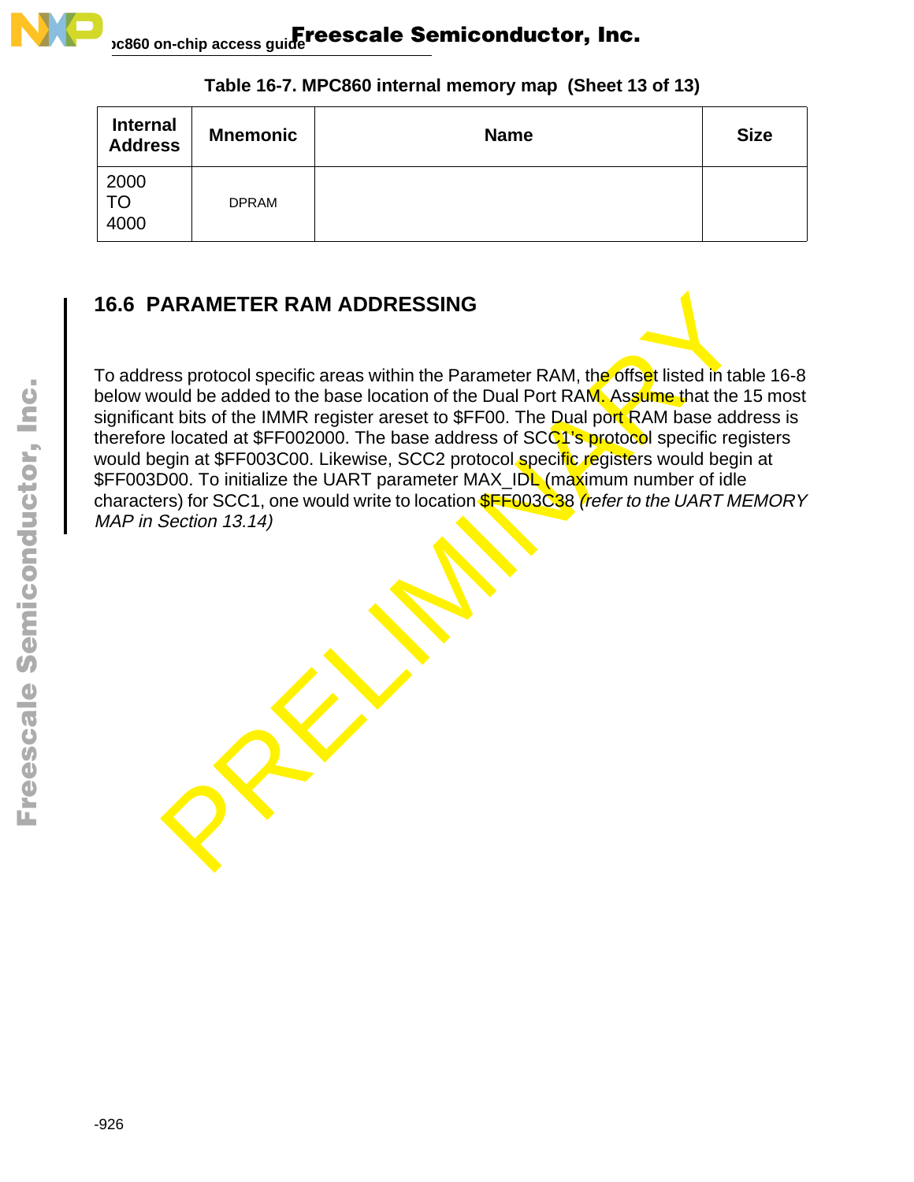**Table 16-7. MPC860 internal memory map (Sheet 13 of 13)**

| Internal Address | Mnemonic | Name | Size |
|---|---|---|---|
| 2000 TO 4000 | DPRAM | | |

## 16.6 PARAMETER RAM ADDRESSING

To address protocol specific areas within the Parameter RAM, the offset listed in table 16-8 below would be added to the base location of the Dual Port RAM. Assume that the 15 most significant bits of the IMMR register areset to $FF00. The Dual port RAM base address is therefore located at $FF002000. The base address of SCC1's protocol specific registers would begin at $FF003C00. Likewise, SCC2 protocol specific registers would begin at $FF003D00. To initialize the UART parameter MAX_IDL (maximum number of idle characters) for SCC1, one would write to location $FF003C38 *(refer to the UART MEMORY MAP in Section 13.14)*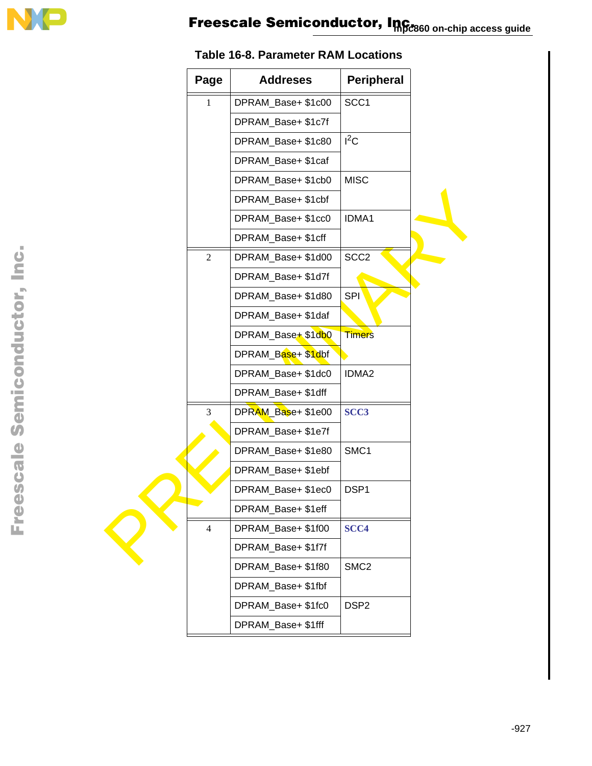**Table 16-8. Parameter RAM Locations**

| Page | Addreses | Peripheral |
|---|---|---|
| 1 | DPRAM_Base+ $1c00 | SCC1 |
| | DPRAM_Base+ $1c7f | |
| | DPRAM_Base+ $1c80 | $I^2C$ |
| | DPRAM_Base+ $1caf | |
| | DPRAM_Base+ $1cb0 | MISC |
| | DPRAM_Base+ $1cbf | |
| | DPRAM_Base+ $1cc0 | IDMA1 |
| | DPRAM_Base+ $1cff | |
| 2 | DPRAM_Base+ $1d00 | SCC2 |
| | DPRAM_Base+ $1d7f | |
| | DPRAM_Base+ $1d80 | SPI |
| | DPRAM_Base+ $1daf | |
| | DPRAM_Base+ $1db0 | Timers |
| | DPRAM_Base+ $1dbf | |
| | DPRAM_Base+ $1dc0 | IDMA2 |
| | DPRAM_Base+ $1dff | |
| 3 | DPRAM_Base+ $1e00 | SCC3 |
| | DPRAM_Base+ $1e7f | |
| | DPRAM_Base+ $1e80 | SMC1 |
| | DPRAM_Base+ $1ebf | |
| | DPRAM_Base+ $1ec0 | DSP1 |
| | DPRAM_Base+ $1eff | |
| 4 | DPRAM_Base+ $1f00 | SCC4 |
| | DPRAM_Base+ $1f7f | |
| | DPRAM_Base+ $1f80 | SMC2 |
| | DPRAM_Base+ $1fbf | |
| | DPRAM_Base+ $1fc0 | DSP2 |
| | DPRAM_Base+ $1fff | |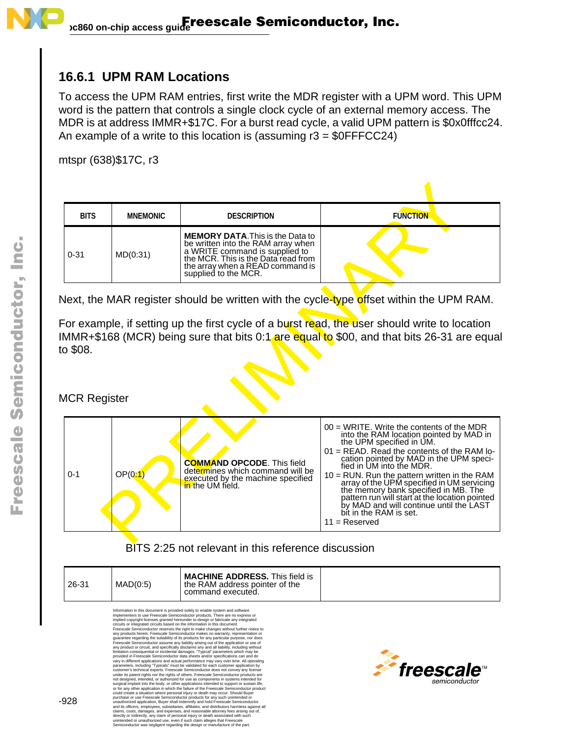### 16.6.1 UPM RAM Locations

To access the UPM RAM entries, first write the MDR register with a UPM word. This UPM word is the pattern that controls a single clock cycle of an external memory access. The MDR is at address IMMR+$17C. For a burst read cycle, a valid UPM pattern is $0x0fffcc24. An example of a write to this location is (assuming r3 = $0FFFCC24)

mtspr (638)$17C, r3

| BITS | MNEMONIC | DESCRIPTION | FUNCTION |
|---|---|---|---|
| 0-31 | MD(0:31) | **MEMORY DATA**. This is the Data to be written into the RAM array when a WRITE command is supplied to the MCR. This is the Data read from the array when a READ command is supplied to the MCR. | |

Next, the MAR register should be written with the cycle-type offset within the UPM RAM.

For example, if setting up the first cycle of a burst read, the user should write to location IMMR+$168 (MCR) being sure that bits 0:1 are equal to $00, and that bits 26-31 are equal to $08.

MCR Register

| | | | |
|---|---|---|---|
| 0-1 | OP(0:1) | **COMMAND OPCODE**. This field determines which command will be executed by the machine specified in the UM field. | 00 = WRITE. Write the contents of the MDR into the RAM location pointed by MAD in the UPM specified in UM.<br>01 = READ. Read the contents of the RAM location pointed by MAD in the UPM specified in UM into the MDR.<br>10 = RUN. Run the pattern written in the RAM array of the UPM specified in UM servicing the memory bank specified in MB. The pattern run will start at the location pointed by MAD and will continue until the LAST bit in the RAM is set.<br>11 = Reserved |
| BITS 2:25 not relevant in this reference discussion | | | |
| 26-31 | MAD(0:5) | **MACHINE ADDRESS.** This field is the RAM address pointer of the command executed. | |

Information in this document is provided solely to enable system and software implementers to use Freescale Semiconductor products. There are no express or implied copyright licenses granted hereunder to design or fabricate any integrated circuits or integrated circuits based on the information in this document. Freescale Semiconductor reserves the right to make changes without further notice to any products herein. Freescale Semiconductor makes no warranty, representation or guarantee regarding the suitability of its products for any particular purpose, nor does Freescale Semiconductor assume any liability arising out of the application or use of any product or circuit, and specifically disclaims any and all liability, including without limitation consequential or incidental damages. "Typical" parameters which may be provided in Freescale Semiconductor data sheets and/or specifications can and do vary in different applications and actual performance may vary over time. All operating parameters, including "Typicals" must be validated for each customer application by customer's technical experts. Freescale Semiconductor does not convey any license under its patent rights nor the rights of others. Freescale Semiconductor products are not designed, intended, or authorized for use as components in systems intended for surgical implant into the body, or other applications intended to support or sustain life, or for any other application in which the failure of the Freescale Semiconductor product could create a situation where personal injury or death may occur. Should Buyer purchase or use Freescale Semiconductor products for any such unintended or unauthorized application, Buyer shall indemnify and hold Freescale Semiconductor and its officers, employees, subsidiaries, affiliates, and distributors harmless against all claims, costs, damages, and expenses, and reasonable attorney fees arising out of, directly or indirectly, any claim of personal injury or death associated with such unintended or unauthorized use, even if such claim alleges that Freescale Semiconductor was negligent regarding the design or manufacture of the part.